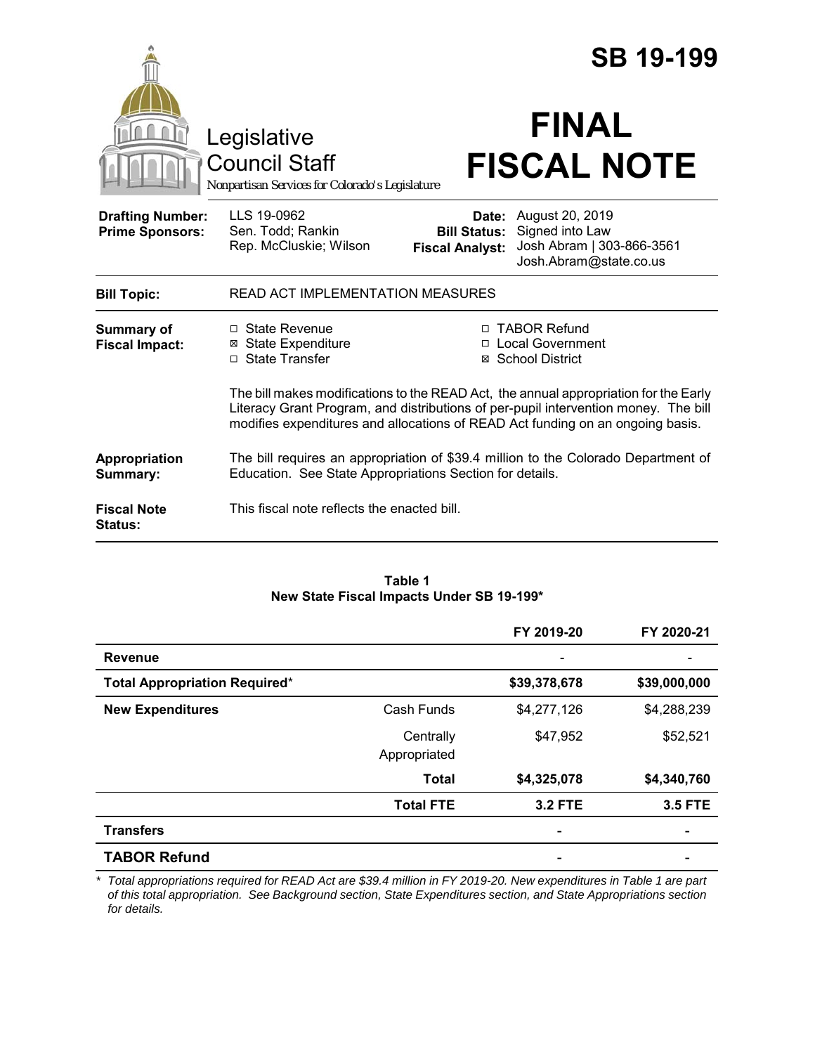# SB 19-199

Legislative Council Staff

*Nonpartisan Services for Colorado's Legislature*

# FINAL FISCAL NOTE

| | | | |
|---|---|---|---|
| **Drafting Number:** | LLS 19-0962 | **Date:** | August 20, 2019 |
| **Prime Sponsors:** | Sen. Todd; Rankin<br>Rep. McCluskie; Wilson | **Bill Status:** | Signed into Law |
| | | **Fiscal Analyst:** | Josh Abram \| 303-866-3561<br>Josh.Abram@state.co.us |

| | |
|---|---|
| **Bill Topic:** | READ ACT IMPLEMENTATION MEASURES |
| **Summary of Fiscal Impact:** | ☐ State Revenue<br>☒ State Expenditure<br>☐ State Transfer<br>☐ TABOR Refund<br>☐ Local Government<br>☒ School District<br><br>The bill makes modifications to the READ Act, the annual appropriation for the Early Literacy Grant Program, and distributions of per-pupil intervention money. The bill modifies expenditures and allocations of READ Act funding on an ongoing basis. |
| **Appropriation Summary:** | The bill requires an appropriation of $39.4 million to the Colorado Department of Education. See State Appropriations Section for details. |
| **Fiscal Note Status:** | This fiscal note reflects the enacted bill. |

**Table 1**
**New State Fiscal Impacts Under SB 19-199***

| | | FY 2019-20 | FY 2020-21 |
|---|---|---|---|
| **Revenue** | | - | - |
| **Total Appropriation Required*** | | **$39,378,678** | **$39,000,000** |
| **New Expenditures** | Cash Funds | $4,277,126 | $4,288,239 |
| | Centrally Appropriated | $47,952 | $52,521 |
| | **Total** | **$4,325,078** | **$4,340,760** |
| | **Total FTE** | **3.2 FTE** | **3.5 FTE** |
| **Transfers** | | - | - |
| **TABOR Refund** | | - | - |

\* *Total appropriations required for READ Act are $39.4 million in FY 2019-20. New expenditures in Table 1 are part of this total appropriation. See Background section, State Expenditures section, and State Appropriations section for details.*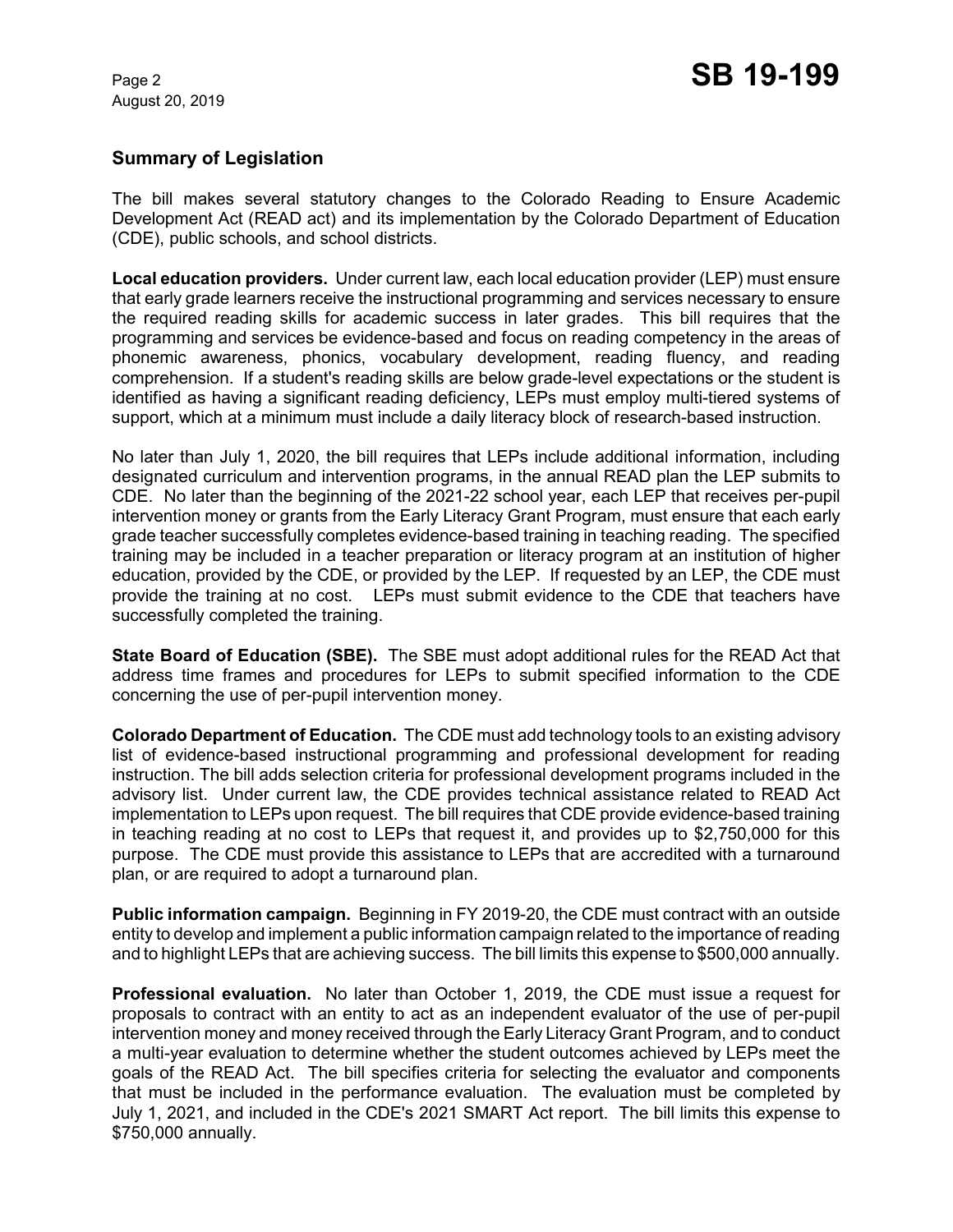## Summary of Legislation

The bill makes several statutory changes to the Colorado Reading to Ensure Academic Development Act (READ act) and its implementation by the Colorado Department of Education (CDE), public schools, and school districts.

**Local education providers.** Under current law, each local education provider (LEP) must ensure that early grade learners receive the instructional programming and services necessary to ensure the required reading skills for academic success in later grades. This bill requires that the programming and services be evidence-based and focus on reading competency in the areas of phonemic awareness, phonics, vocabulary development, reading fluency, and reading comprehension. If a student's reading skills are below grade-level expectations or the student is identified as having a significant reading deficiency, LEPs must employ multi-tiered systems of support, which at a minimum must include a daily literacy block of research-based instruction.

No later than July 1, 2020, the bill requires that LEPs include additional information, including designated curriculum and intervention programs, in the annual READ plan the LEP submits to CDE. No later than the beginning of the 2021-22 school year, each LEP that receives per-pupil intervention money or grants from the Early Literacy Grant Program, must ensure that each early grade teacher successfully completes evidence-based training in teaching reading. The specified training may be included in a teacher preparation or literacy program at an institution of higher education, provided by the CDE, or provided by the LEP. If requested by an LEP, the CDE must provide the training at no cost. LEPs must submit evidence to the CDE that teachers have successfully completed the training.

**State Board of Education (SBE).** The SBE must adopt additional rules for the READ Act that address time frames and procedures for LEPs to submit specified information to the CDE concerning the use of per-pupil intervention money.

**Colorado Department of Education.** The CDE must add technology tools to an existing advisory list of evidence-based instructional programming and professional development for reading instruction. The bill adds selection criteria for professional development programs included in the advisory list. Under current law, the CDE provides technical assistance related to READ Act implementation to LEPs upon request. The bill requires that CDE provide evidence-based training in teaching reading at no cost to LEPs that request it, and provides up to $2,750,000 for this purpose. The CDE must provide this assistance to LEPs that are accredited with a turnaround plan, or are required to adopt a turnaround plan.

**Public information campaign.** Beginning in FY 2019-20, the CDE must contract with an outside entity to develop and implement a public information campaign related to the importance of reading and to highlight LEPs that are achieving success. The bill limits this expense to $500,000 annually.

**Professional evaluation.** No later than October 1, 2019, the CDE must issue a request for proposals to contract with an entity to act as an independent evaluator of the use of per-pupil intervention money and money received through the Early Literacy Grant Program, and to conduct a multi-year evaluation to determine whether the student outcomes achieved by LEPs meet the goals of the READ Act. The bill specifies criteria for selecting the evaluator and components that must be included in the performance evaluation. The evaluation must be completed by July 1, 2021, and included in the CDE's 2021 SMART Act report. The bill limits this expense to $750,000 annually.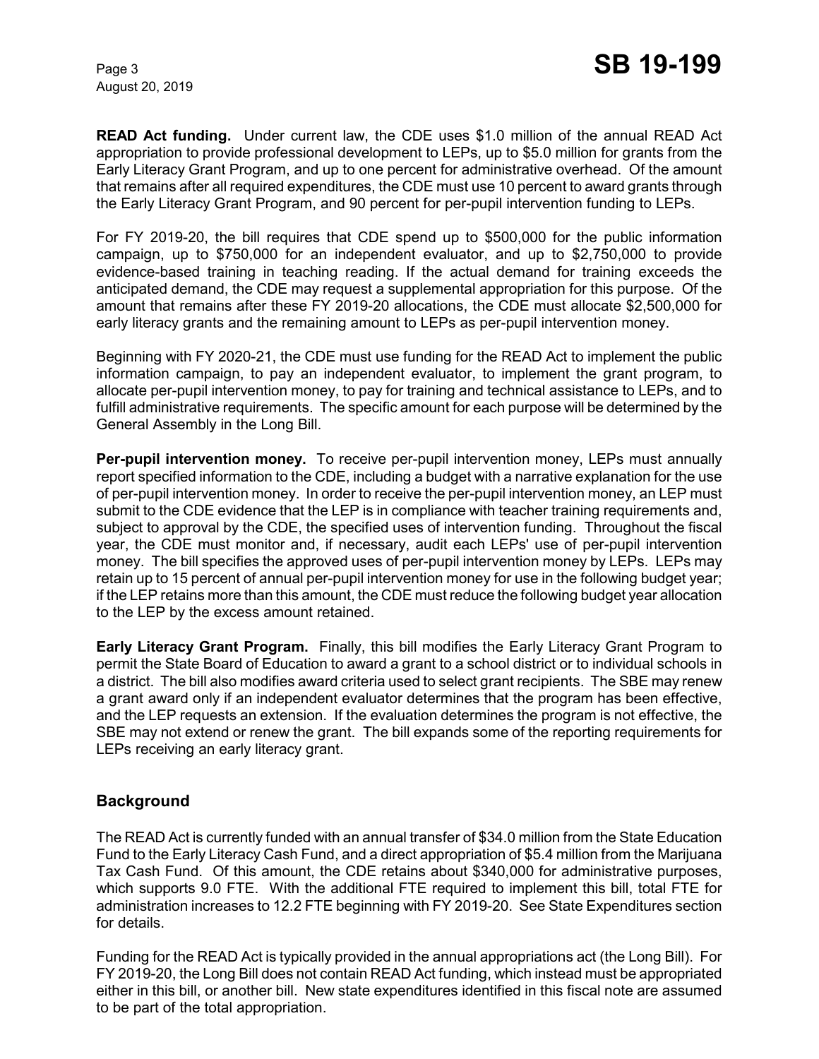**READ Act funding.** Under current law, the CDE uses $1.0 million of the annual READ Act appropriation to provide professional development to LEPs, up to $5.0 million for grants from the Early Literacy Grant Program, and up to one percent for administrative overhead. Of the amount that remains after all required expenditures, the CDE must use 10 percent to award grants through the Early Literacy Grant Program, and 90 percent for per-pupil intervention funding to LEPs.

For FY 2019-20, the bill requires that CDE spend up to $500,000 for the public information campaign, up to $750,000 for an independent evaluator, and up to $2,750,000 to provide evidence-based training in teaching reading. If the actual demand for training exceeds the anticipated demand, the CDE may request a supplemental appropriation for this purpose. Of the amount that remains after these FY 2019-20 allocations, the CDE must allocate $2,500,000 for early literacy grants and the remaining amount to LEPs as per-pupil intervention money.

Beginning with FY 2020-21, the CDE must use funding for the READ Act to implement the public information campaign, to pay an independent evaluator, to implement the grant program, to allocate per-pupil intervention money, to pay for training and technical assistance to LEPs, and to fulfill administrative requirements. The specific amount for each purpose will be determined by the General Assembly in the Long Bill.

**Per-pupil intervention money.** To receive per-pupil intervention money, LEPs must annually report specified information to the CDE, including a budget with a narrative explanation for the use of per-pupil intervention money. In order to receive the per-pupil intervention money, an LEP must submit to the CDE evidence that the LEP is in compliance with teacher training requirements and, subject to approval by the CDE, the specified uses of intervention funding. Throughout the fiscal year, the CDE must monitor and, if necessary, audit each LEPs' use of per-pupil intervention money. The bill specifies the approved uses of per-pupil intervention money by LEPs. LEPs may retain up to 15 percent of annual per-pupil intervention money for use in the following budget year; if the LEP retains more than this amount, the CDE must reduce the following budget year allocation to the LEP by the excess amount retained.

**Early Literacy Grant Program.** Finally, this bill modifies the Early Literacy Grant Program to permit the State Board of Education to award a grant to a school district or to individual schools in a district. The bill also modifies award criteria used to select grant recipients. The SBE may renew a grant award only if an independent evaluator determines that the program has been effective, and the LEP requests an extension. If the evaluation determines the program is not effective, the SBE may not extend or renew the grant. The bill expands some of the reporting requirements for LEPs receiving an early literacy grant.

## Background

The READ Act is currently funded with an annual transfer of $34.0 million from the State Education Fund to the Early Literacy Cash Fund, and a direct appropriation of $5.4 million from the Marijuana Tax Cash Fund. Of this amount, the CDE retains about $340,000 for administrative purposes, which supports 9.0 FTE. With the additional FTE required to implement this bill, total FTE for administration increases to 12.2 FTE beginning with FY 2019-20. See State Expenditures section for details.

Funding for the READ Act is typically provided in the annual appropriations act (the Long Bill). For FY 2019-20, the Long Bill does not contain READ Act funding, which instead must be appropriated either in this bill, or another bill. New state expenditures identified in this fiscal note are assumed to be part of the total appropriation.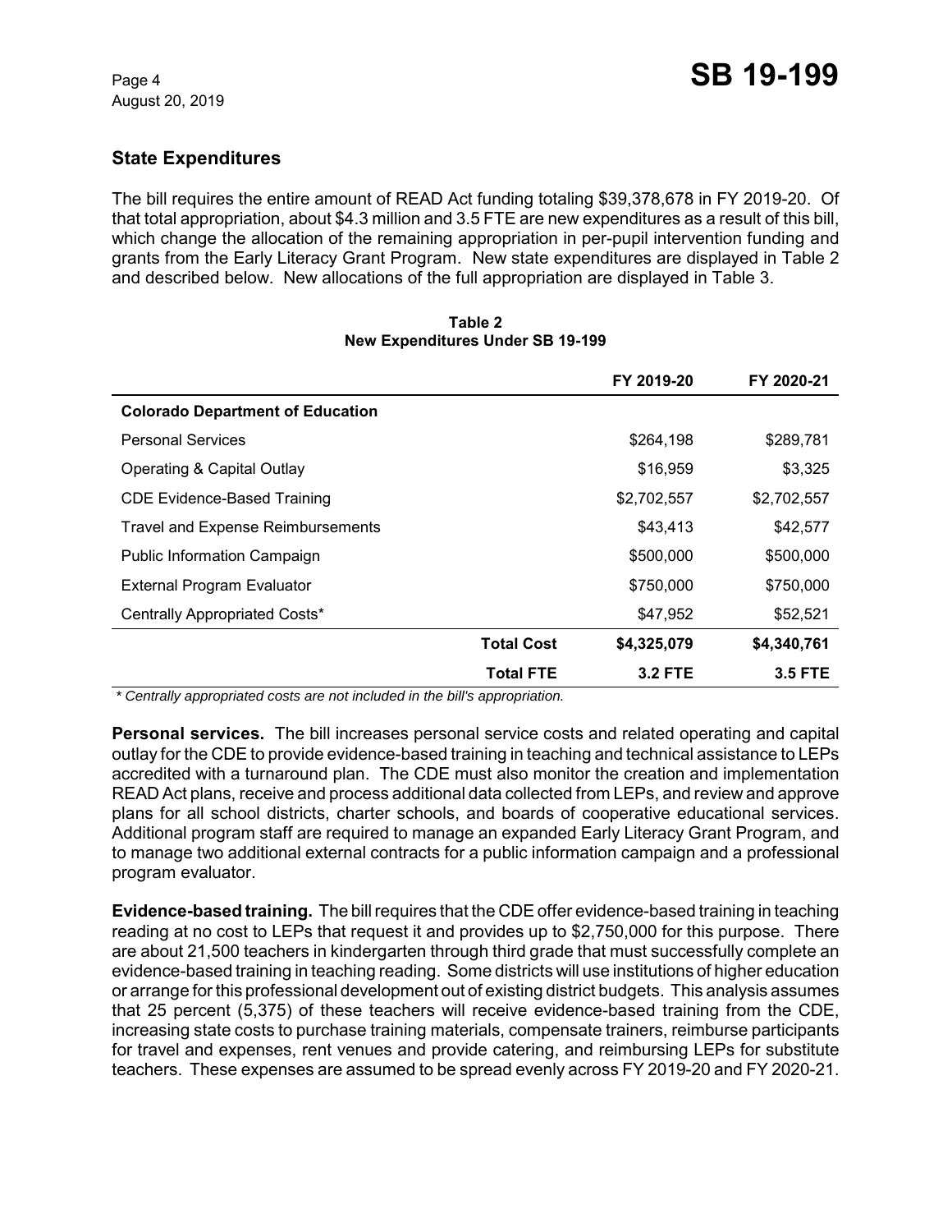## State Expenditures

The bill requires the entire amount of READ Act funding totaling $39,378,678 in FY 2019-20. Of that total appropriation, about $4.3 million and 3.5 FTE are new expenditures as a result of this bill, which change the allocation of the remaining appropriation in per-pupil intervention funding and grants from the Early Literacy Grant Program. New state expenditures are displayed in Table 2 and described below. New allocations of the full appropriation are displayed in Table 3.

**Table 2**
**New Expenditures Under SB 19-199**

| | | FY 2019-20 | FY 2020-21 |
|---|---|---|---|
| **Colorado Department of Education** | | | |
| Personal Services | | $264,198 | $289,781 |
| Operating & Capital Outlay | | $16,959 | $3,325 |
| CDE Evidence-Based Training | | $2,702,557 | $2,702,557 |
| Travel and Expense Reimbursements | | $43,413 | $42,577 |
| Public Information Campaign | | $500,000 | $500,000 |
| External Program Evaluator | | $750,000 | $750,000 |
| Centrally Appropriated Costs* | | $47,952 | $52,521 |
| | **Total Cost** | **$4,325,079** | **$4,340,761** |
| | **Total FTE** | **3.2 FTE** | **3.5 FTE** |

*\* Centrally appropriated costs are not included in the bill's appropriation.*

**Personal services.** The bill increases personal service costs and related operating and capital outlay for the CDE to provide evidence-based training in teaching and technical assistance to LEPs accredited with a turnaround plan. The CDE must also monitor the creation and implementation READ Act plans, receive and process additional data collected from LEPs, and review and approve plans for all school districts, charter schools, and boards of cooperative educational services. Additional program staff are required to manage an expanded Early Literacy Grant Program, and to manage two additional external contracts for a public information campaign and a professional program evaluator.

**Evidence-based training.** The bill requires that the CDE offer evidence-based training in teaching reading at no cost to LEPs that request it and provides up to $2,750,000 for this purpose. There are about 21,500 teachers in kindergarten through third grade that must successfully complete an evidence-based training in teaching reading. Some districts will use institutions of higher education or arrange for this professional development out of existing district budgets. This analysis assumes that 25 percent (5,375) of these teachers will receive evidence-based training from the CDE, increasing state costs to purchase training materials, compensate trainers, reimburse participants for travel and expenses, rent venues and provide catering, and reimbursing LEPs for substitute teachers. These expenses are assumed to be spread evenly across FY 2019-20 and FY 2020-21.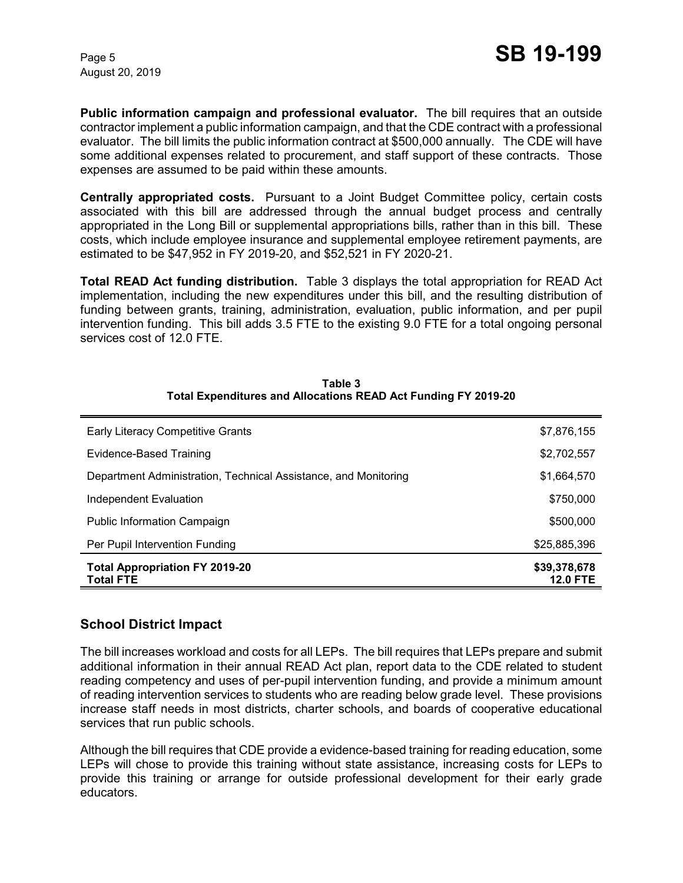**Public information campaign and professional evaluator.** The bill requires that an outside contractor implement a public information campaign, and that the CDE contract with a professional evaluator. The bill limits the public information contract at $500,000 annually. The CDE will have some additional expenses related to procurement, and staff support of these contracts. Those expenses are assumed to be paid within these amounts.

**Centrally appropriated costs.** Pursuant to a Joint Budget Committee policy, certain costs associated with this bill are addressed through the annual budget process and centrally appropriated in the Long Bill or supplemental appropriations bills, rather than in this bill. These costs, which include employee insurance and supplemental employee retirement payments, are estimated to be $47,952 in FY 2019-20, and $52,521 in FY 2020-21.

**Total READ Act funding distribution.** Table 3 displays the total appropriation for READ Act implementation, including the new expenditures under this bill, and the resulting distribution of funding between grants, training, administration, evaluation, public information, and per pupil intervention funding. This bill adds 3.5 FTE to the existing 9.0 FTE for a total ongoing personal services cost of 12.0 FTE.

**Table 3**
**Total Expenditures and Allocations READ Act Funding FY 2019-20**

| | |
|---|---|
| Early Literacy Competitive Grants | $7,876,155 |
| Evidence-Based Training | $2,702,557 |
| Department Administration, Technical Assistance, and Monitoring | $1,664,570 |
| Independent Evaluation | $750,000 |
| Public Information Campaign | $500,000 |
| Per Pupil Intervention Funding | $25,885,396 |
| **Total Appropriation FY 2019-20** | **$39,378,678** |
| **Total FTE** | **12.0 FTE** |

## School District Impact

The bill increases workload and costs for all LEPs. The bill requires that LEPs prepare and submit additional information in their annual READ Act plan, report data to the CDE related to student reading competency and uses of per-pupil intervention funding, and provide a minimum amount of reading intervention services to students who are reading below grade level. These provisions increase staff needs in most districts, charter schools, and boards of cooperative educational services that run public schools.

Although the bill requires that CDE provide a evidence-based training for reading education, some LEPs will chose to provide this training without state assistance, increasing costs for LEPs to provide this training or arrange for outside professional development for their early grade educators.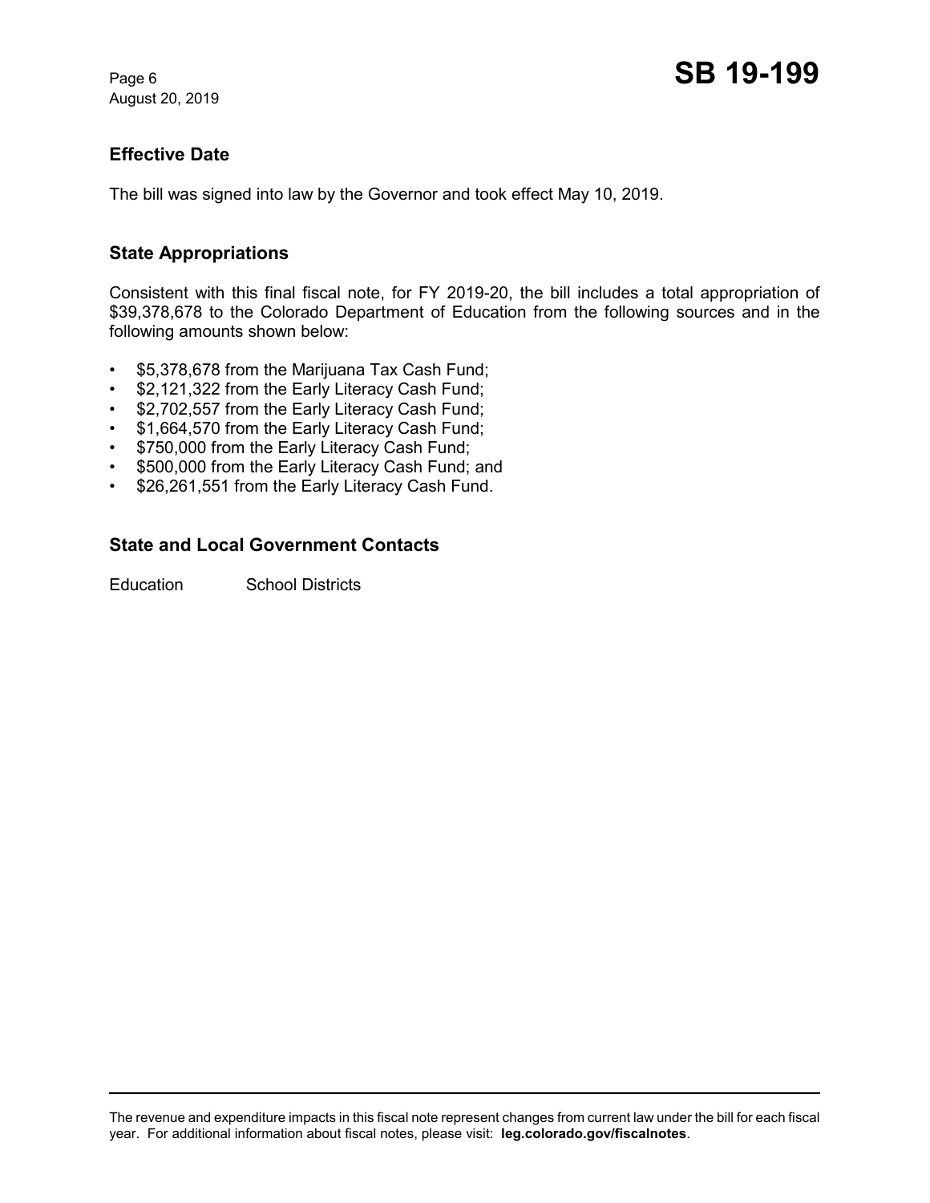## Effective Date

The bill was signed into law by the Governor and took effect May 10, 2019.

## State Appropriations

Consistent with this final fiscal note, for FY 2019-20, the bill includes a total appropriation of $39,378,678 to the Colorado Department of Education from the following sources and in the following amounts shown below:

- $5,378,678 from the Marijuana Tax Cash Fund;
- $2,121,322 from the Early Literacy Cash Fund;
- $2,702,557 from the Early Literacy Cash Fund;
- $1,664,570 from the Early Literacy Cash Fund;
- $750,000 from the Early Literacy Cash Fund;
- $500,000 from the Early Literacy Cash Fund; and
- $26,261,551 from the Early Literacy Cash Fund.

## State and Local Government Contacts

Education School Districts

The revenue and expenditure impacts in this fiscal note represent changes from current law under the bill for each fiscal year. For additional information about fiscal notes, please visit: **leg.colorado.gov/fiscalnotes**.